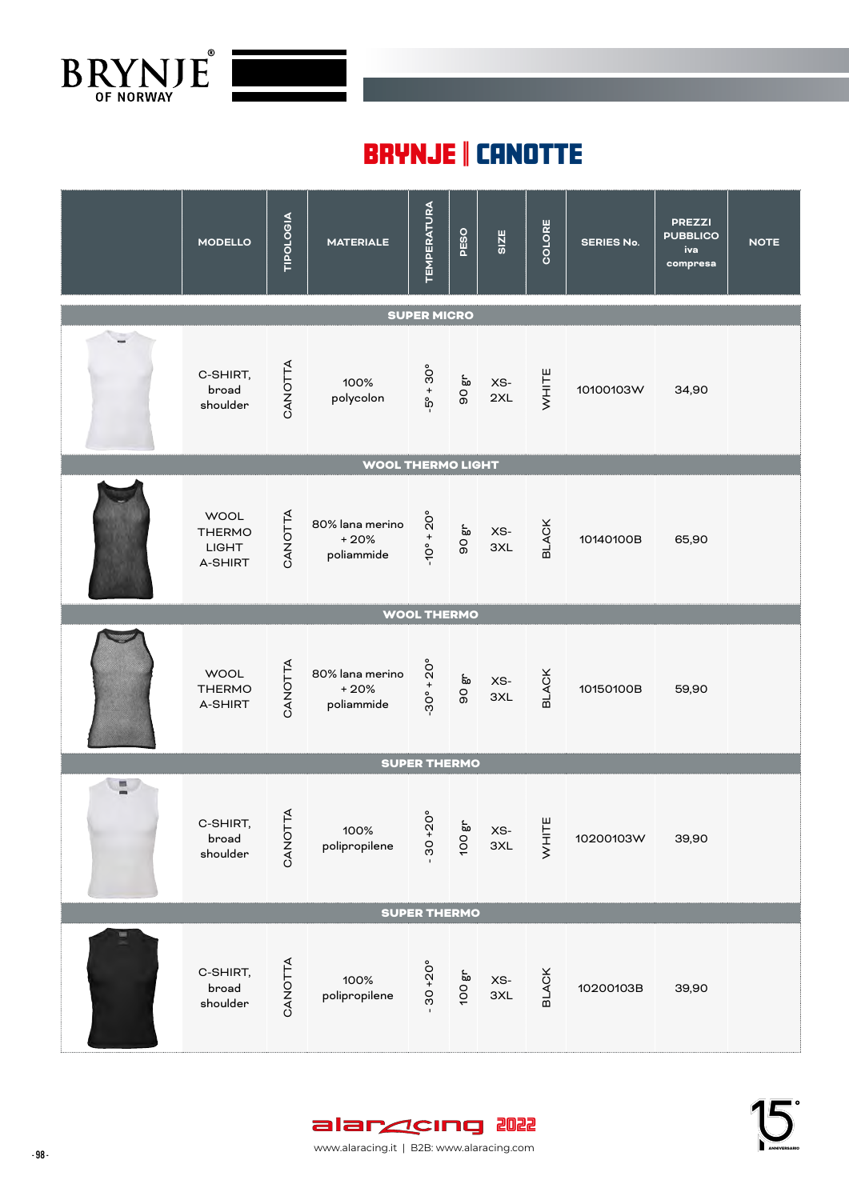BRYNJE® OF NORWAY

# BRYNJE | CANOTTE

| | MODELLO | TIPOLOGIA | MATERIALE | TEMPERATURA | PESO | SIZE | COLORE | SERIES No. | PREZZI PUBBLICO iva compresa | NOTE |
|---|---|---|---|---|---|---|---|---|---|---|
| **SUPER MICRO** | | | | | | | | | | |
| | C-SHIRT, broad shoulder | CANOTTA | 100% polycolon | -5° + 30° | 90 gr | XS-2XL | WHITE | 10100103W | 34,90 | |
| **WOOL THERMO LIGHT** | | | | | | | | | | |
| | WOOL THERMO LIGHT A-SHIRT | CANOTTA | 80% lana merino + 20% poliammide | -10° + 20° | 90 gr | XS-3XL | BLACK | 10140100B | 65,90 | |
| **WOOL THERMO** | | | | | | | | | | |
| | WOOL THERMO A-SHIRT | CANOTTA | 80% lana merino + 20% poliammide | -30° + 20° | 90 gr | XS-3XL | BLACK | 10150100B | 59,90 | |
| **SUPER THERMO** | | | | | | | | | | |
| | C-SHIRT, broad shoulder | CANOTTA | 100% polipropilene | - 30 +20° | 100 gr | XS-3XL | WHITE | 10200103W | 39,90 | |
| **SUPER THERMO** | | | | | | | | | | |
| | C-SHIRT, broad shoulder | CANOTTA | 100% polipropilene | - 30 +20° | 100 gr | XS-3XL | BLACK | 10200103B | 39,90 | |

alaracing 2022

www.alaracing.it | B2B: www.alaracing.com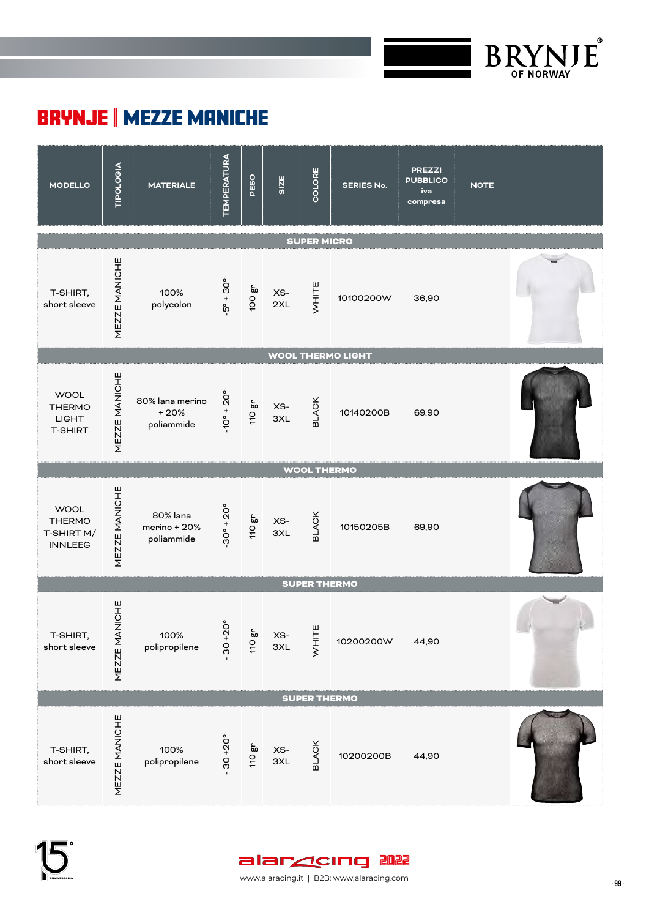# BRYNJE | MEZZE MANICHE

| MODELLO | TIPOLOGIA | MATERIALE | TEMPERATURA | PESO | SIZE | COLORE | SERIES No. | PREZZI PUBBLICO iva compresa | NOTE | |
|---|---|---|---|---|---|---|---|---|---|---|
| **SUPER MICRO** | | | | | | | | | | |
| T-SHIRT, short sleeve | MEZZE MANICHE | 100% polycolon | -5° + 30° | 100 gr | XS-2XL | WHITE | 10100200W | 36,90 | | |
| **WOOL THERMO LIGHT** | | | | | | | | | | |
| WOOL THERMO LIGHT T-SHIRT | MEZZE MANICHE | 80% lana merino + 20% poliammide | -10° + 20° | 110 gr | XS-3XL | BLACK | 10140200B | 69.90 | | |
| **WOOL THERMO** | | | | | | | | | | |
| WOOL THERMO T-SHIRT M/ INNLEEG | MEZZE MANICHE | 80% lana merino + 20% poliammide | -30° + 20° | 110 gr | XS-3XL | BLACK | 10150205B | 69,90 | | |
| **SUPER THERMO** | | | | | | | | | | |
| T-SHIRT, short sleeve | MEZZE MANICHE | 100% polipropilene | - 30 +20° | 110 gr | XS-3XL | WHITE | 10200200W | 44,90 | | |
| **SUPER THERMO** | | | | | | | | | | |
| T-SHIRT, short sleeve | MEZZE MANICHE | 100% polipropilene | - 30 +20° | 110 gr | XS-3XL | BLACK | 10200200B | 44,90 | | |

alaracing 2022

www.alaracing.it | B2B: www.alaracing.com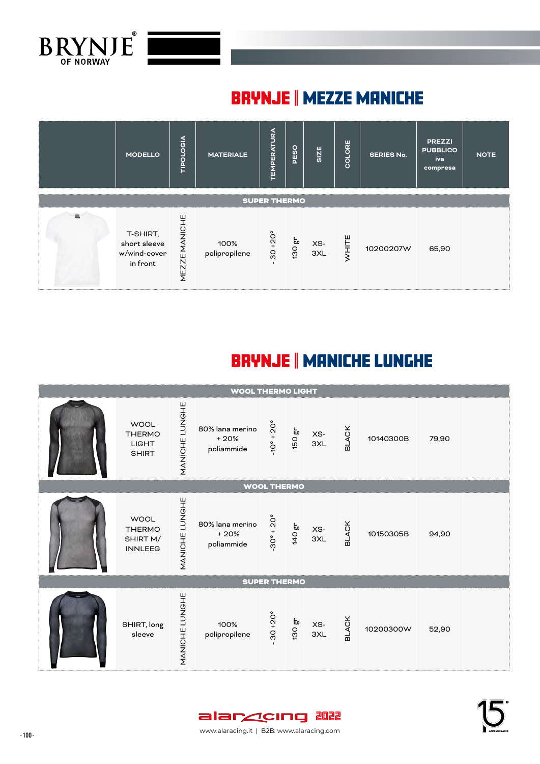BRYNJE OF NORWAY

## BRYNJE | MEZZE MANICHE

| | MODELLO | TIPOLOGIA | MATERIALE | TEMPERATURA | PESO | SIZE | COLORE | SERIES No. | PREZZI PUBBLICO iva compresa | NOTE |
|---|---|---|---|---|---|---|---|---|---|---|
| **SUPER THERMO** | | | | | | | | | | |
| | T-SHIRT, short sleeve w/wind-cover in front | MEZZE MANICHE | 100% polipropilene | - 30 +20° | 130 gr | XS-3XL | WHITE | 10200207W | 65,90 | |

## BRYNJE | MANICHE LUNGHE

| | MODELLO | TIPOLOGIA | MATERIALE | TEMPERATURA | PESO | SIZE | COLORE | SERIES No. | PREZZI PUBBLICO iva compresa | NOTE |
|---|---|---|---|---|---|---|---|---|---|---|
| **WOOL THERMO LIGHT** | | | | | | | | | | |
| | WOOL THERMO LIGHT SHIRT | MANICHE LUNGHE | 80% lana merino + 20% poliammide | -10° + 20° | 150 gr | XS-3XL | BLACK | 10140300B | 79,90 | |
| **WOOL THERMO** | | | | | | | | | | |
| | WOOL THERMO SHIRT M/ INNLEEG | MANICHE LUNGHE | 80% lana merino + 20% poliammide | -30° + 20° | 140 gr | XS-3XL | BLACK | 10150305B | 94,90 | |
| **SUPER THERMO** | | | | | | | | | | |
| | SHIRT, long sleeve | MANICHE LUNGHE | 100% polipropilene | - 30 +20° | 130 gr | XS-3XL | BLACK | 10200300W | 52,90 | |

alaracing 2022

www.alaracing.it | B2B: www.alaracing.com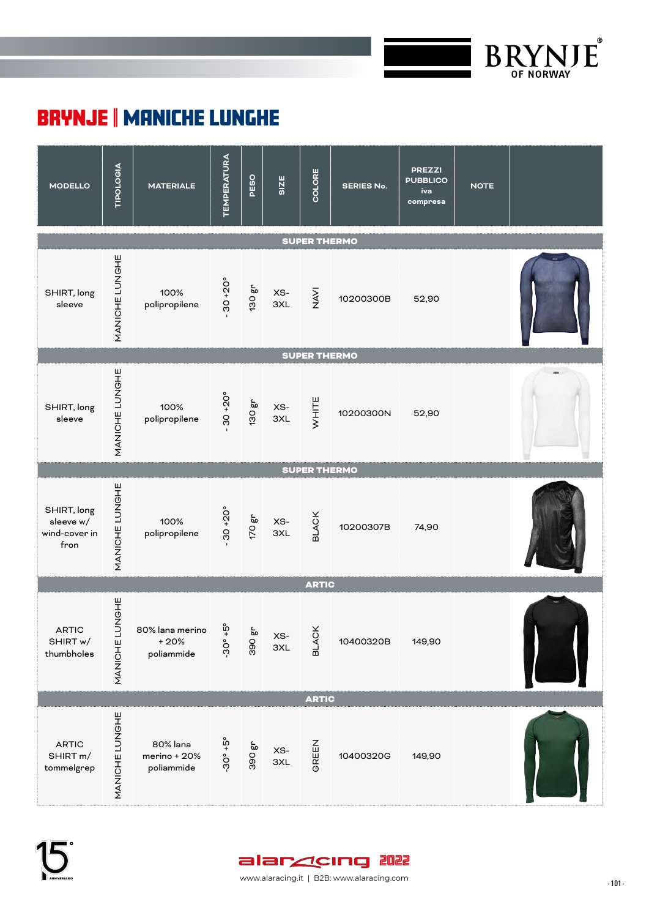## BRYNJE | MANICHE LUNGHE

| MODELLO | TIPOLOGIA | MATERIALE | TEMPERATURA | PESO | SIZE | COLORE | SERIES No. | PREZZI PUBBLICO iva compresa | NOTE | |
|---|---|---|---|---|---|---|---|---|---|---|
| **SUPER THERMO** | | | | | | | | | | |
| SHIRT, long sleeve | MANICHE LUNGHE | 100% polipropilene | - 30 +20° | 130 gr | XS-3XL | NAVI | 10200300B | 52,90 | | |
| **SUPER THERMO** | | | | | | | | | | |
| SHIRT, long sleeve | MANICHE LUNGHE | 100% polipropilene | - 30 +20° | 130 gr | XS-3XL | WHITE | 10200300N | 52,90 | | |
| **SUPER THERMO** | | | | | | | | | | |
| SHIRT, long sleeve w/ wind-cover in fron | MANICHE LUNGHE | 100% polipropilene | - 30 +20° | 170 gr | XS-3XL | BLACK | 10200307B | 74,90 | | |
| **ARTIC** | | | | | | | | | | |
| ARTIC SHIRT w/ thumbholes | MANICHE LUNGHE | 80% lana merino + 20% poliammide | -30° +5° | 390 gr | XS-3XL | BLACK | 10400320B | 149,90 | | |
| **ARTIC** | | | | | | | | | | |
| ARTIC SHIRT m/ tommelgrep | MANICHE LUNGHE | 80% lana merino + 20% poliammide | -30° +5° | 390 gr | XS-3XL | GREEN | 10400320G | 149,90 | | |

alaracing 2022

www.alaracing.it | B2B: www.alaracing.com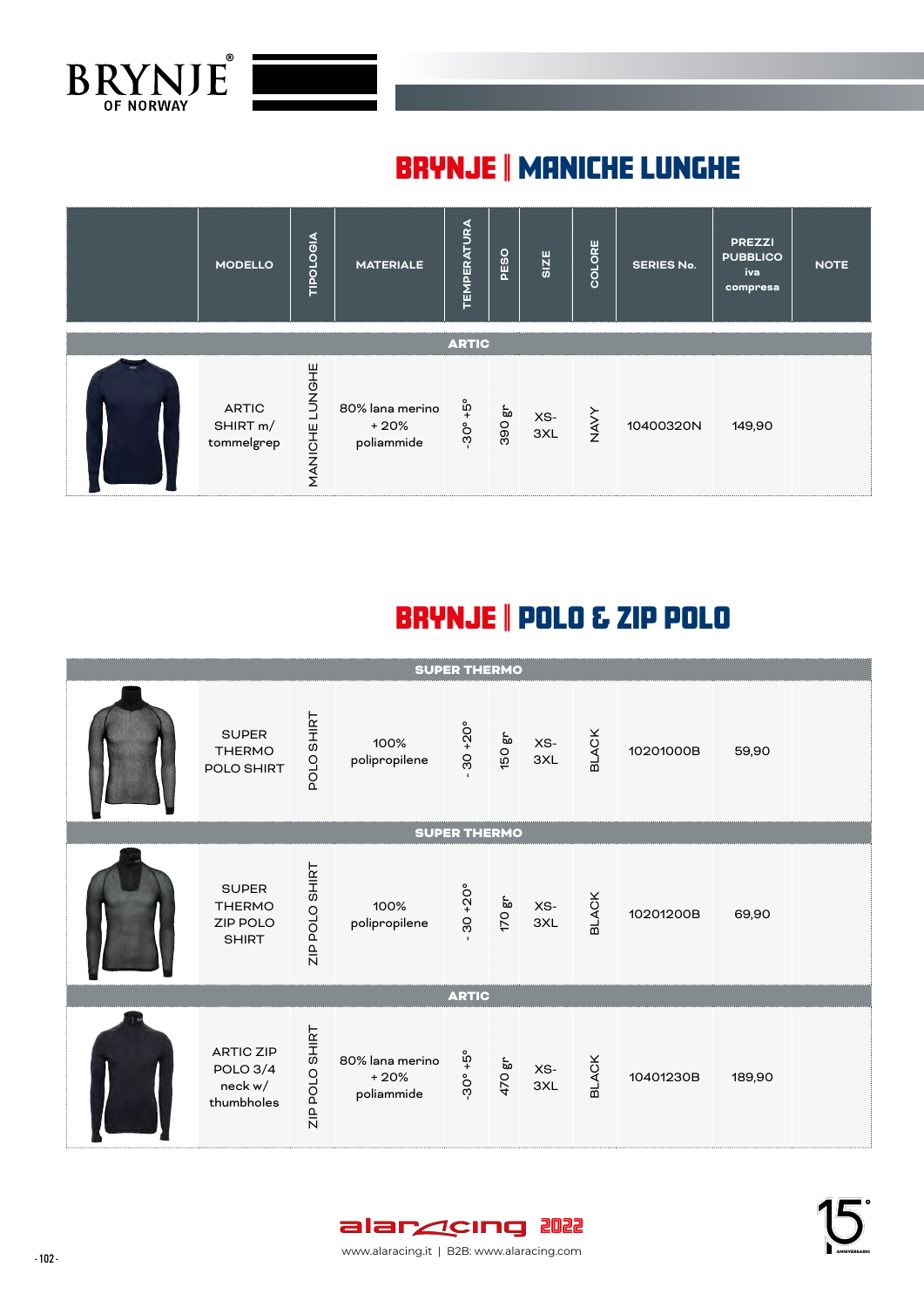## BRYNJE | MANICHE LUNGHE

| | MODELLO | TIPOLOGIA | MATERIALE | TEMPERATURA | PESO | SIZE | COLORE | SERIES No. | PREZZI PUBBLICO iva compresa | NOTE |
|---|---|---|---|---|---|---|---|---|---|---|
| **ARTIC** | | | | | | | | | | |
| | ARTIC SHIRT m/ tommelgrep | MANICHE LUNGHE | 80% lana merino + 20% poliammide | -30° +5° | 390 gr | XS-3XL | NAVY | 10400320N | 149,90 | |

## BRYNJE | POLO & ZIP POLO

| | MODELLO | TIPOLOGIA | MATERIALE | TEMPERATURA | PESO | SIZE | COLORE | SERIES No. | PREZZI PUBBLICO iva compresa | NOTE |
|---|---|---|---|---|---|---|---|---|---|---|
| **SUPER THERMO** | | | | | | | | | | |
| | SUPER THERMO POLO SHIRT | POLO SHIRT | 100% polipropilene | - 30 +20° | 150 gr | XS-3XL | BLACK | 10201000B | 59,90 | |
| **SUPER THERMO** | | | | | | | | | | |
| | SUPER THERMO ZIP POLO SHIRT | ZIP POLO SHIRT | 100% polipropilene | - 30 +20° | 170 gr | XS-3XL | BLACK | 10201200B | 69,90 | |
| **ARTIC** | | | | | | | | | | |
| | ARTIC ZIP POLO 3/4 neck w/ thumbholes | ZIP POLO SHIRT | 80% lana merino + 20% poliammide | -30° +5° | 470 gr | XS-3XL | BLACK | 10401230B | 189,90 | |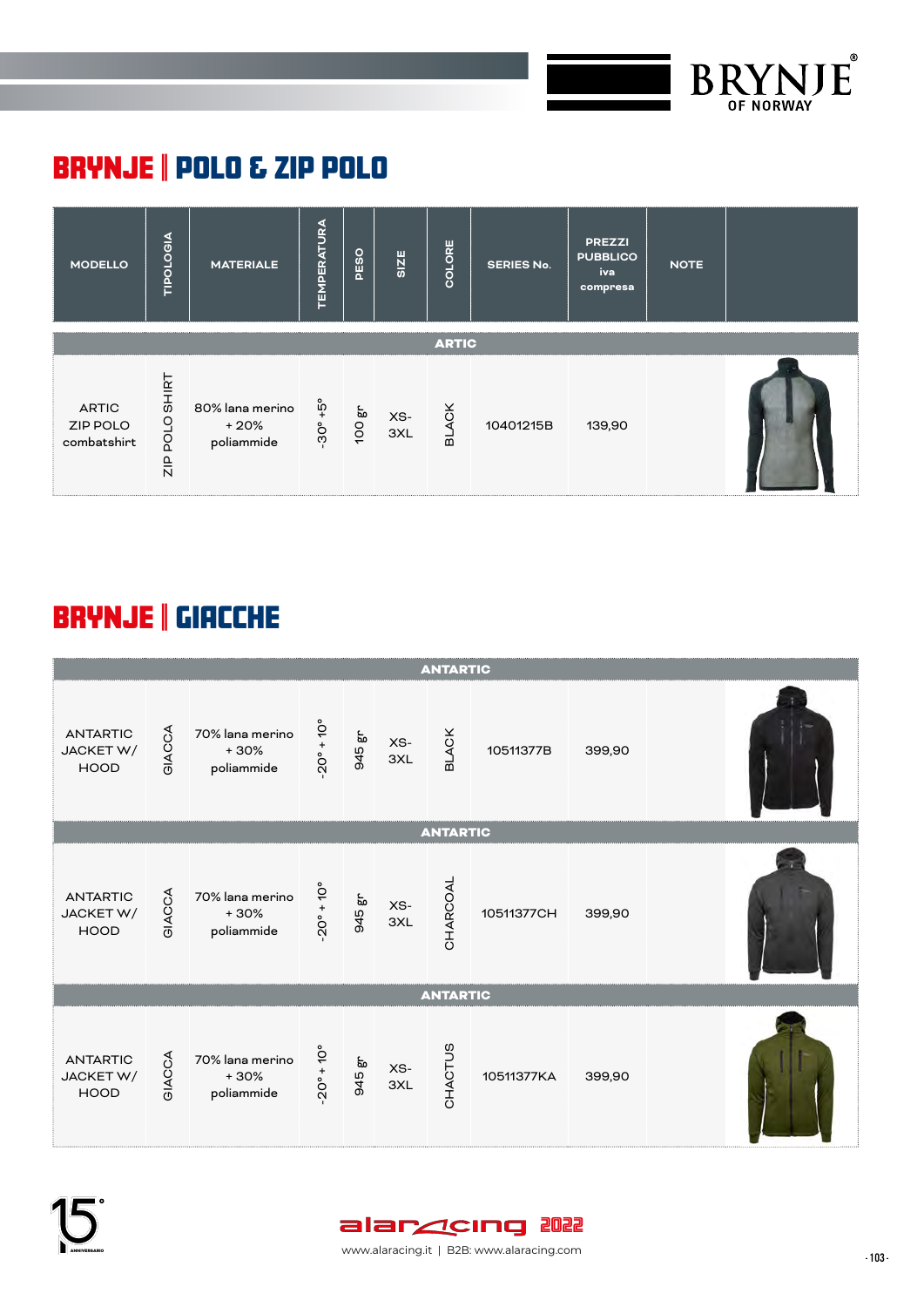## BRYNJE | POLO & ZIP POLO

| MODELLO | TIPOLOGIA | MATERIALE | TEMPERATURA | PESO | SIZE | COLORE | SERIES No. | PREZZI PUBBLICO iva compresa | NOTE | |
|---|---|---|---|---|---|---|---|---|---|---|
| **ARTIC** | | | | | | | | | | |
| ARTIC ZIP POLO combatshirt | ZIP POLO SHIRT | 80% lana merino + 20% poliammide | -30° +5° | 100 gr | XS-3XL | BLACK | 10401215B | 139,90 | | |

## BRYNJE | GIACCHE

| MODELLO | TIPOLOGIA | MATERIALE | TEMPERATURA | PESO | SIZE | COLORE | SERIES No. | PREZZI PUBBLICO iva compresa | NOTE | |
|---|---|---|---|---|---|---|---|---|---|---|
| **ANTARTIC** | | | | | | | | | | |
| ANTARTIC JACKET W/ HOOD | GIACCA | 70% lana merino + 30% poliammide | -20° + 10° | 945 gr | XS-3XL | BLACK | 10511377B | 399,90 | | |
| **ANTARTIC** | | | | | | | | | | |
| ANTARTIC JACKET W/ HOOD | GIACCA | 70% lana merino + 30% poliammide | -20° + 10° | 945 gr | XS-3XL | CHARCOAL | 10511377CH | 399,90 | | |
| **ANTARTIC** | | | | | | | | | | |
| ANTARTIC JACKET W/ HOOD | GIACCA | 70% lana merino + 30% poliammide | -20° + 10° | 945 gr | XS-3XL | CHACTUS | 10511377KA | 399,90 | | |

alaracing 2022

www.alaracing.it | B2B: www.alaracing.com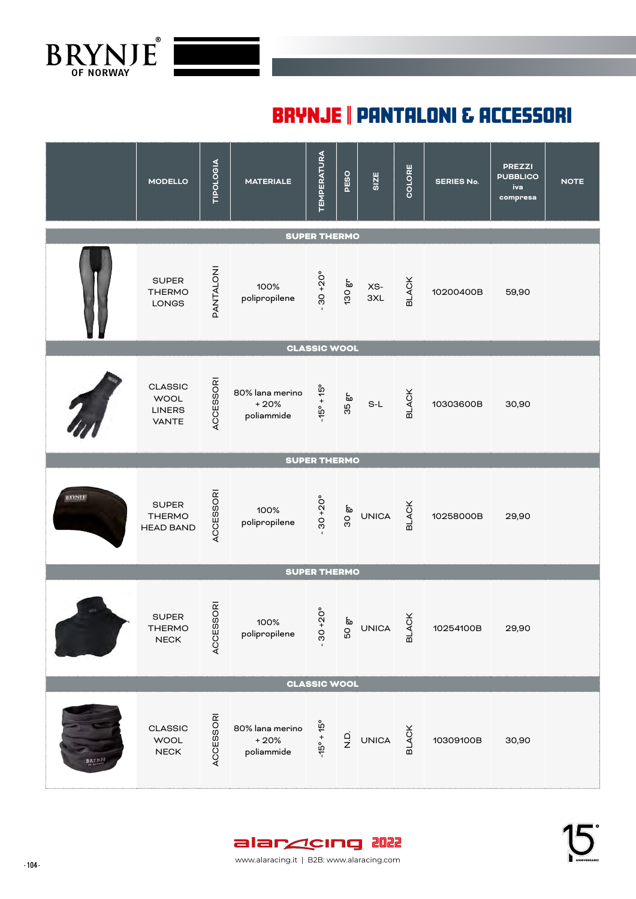# BRYNJE | PANTALONI & ACCESSORI

| | MODELLO | TIPOLOGIA | MATERIALE | TEMPERATURA | PESO | SIZE | COLORE | SERIES No. | PREZZI PUBBLICO iva compresa | NOTE |
|---|---|---|---|---|---|---|---|---|---|---|
| **SUPER THERMO** | | | | | | | | | | |
| | SUPER THERMO LONGS | PANTALONI | 100% polipropilene | - 30 +20° | 130 gr | XS-3XL | BLACK | 10200400B | 59,90 | |
| **CLASSIC WOOL** | | | | | | | | | | |
| | CLASSIC WOOL LINERS VANTE | ACCESSORI | 80% lana merino + 20% poliammide | -15° + 15° | 35 gr | S-L | BLACK | 10303600B | 30,90 | |
| **SUPER THERMO** | | | | | | | | | | |
| | SUPER THERMO HEAD BAND | ACCESSORI | 100% polipropilene | - 30 +20° | 30 gr | UNICA | BLACK | 10258000B | 29,90 | |
| **SUPER THERMO** | | | | | | | | | | |
| | SUPER THERMO NECK | ACCESSORI | 100% polipropilene | - 30 +20° | 50 gr | UNICA | BLACK | 10254100B | 29,90 | |
| **CLASSIC WOOL** | | | | | | | | | | |
| | CLASSIC WOOL NECK | ACCESSORI | 80% lana merino + 20% poliammide | -15° + 15° | N.D. | UNICA | BLACK | 10309100B | 30,90 | |

www.alaracing.it | B2B: www.alaracing.com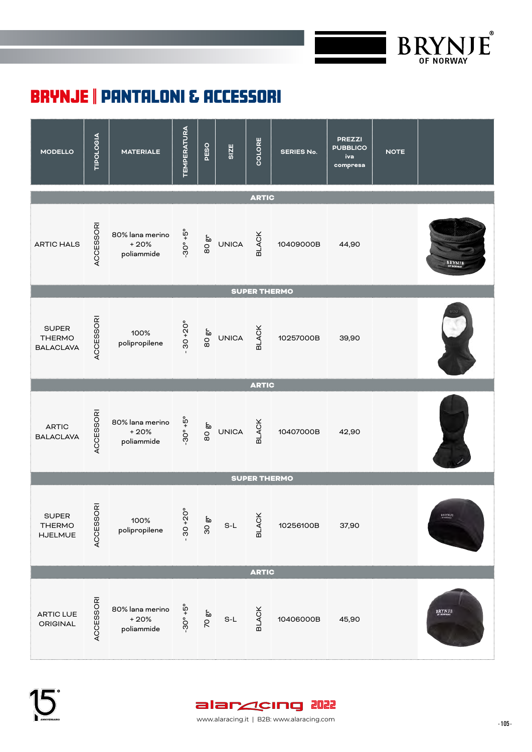# BRYNJE | PANTALONI & ACCESSORI

| MODELLO | TIPOLOGIA | MATERIALE | TEMPERATURA | PESO | SIZE | COLORE | SERIES No. | PREZZI PUBBLICO iva compresa | NOTE | |
|---|---|---|---|---|---|---|---|---|---|---|
| **ARTIC** | | | | | | | | | | |
| ARTIC HALS | ACCESSORI | 80% lana merino + 20% poliammide | -30° +5° | 80 gr | UNICA | BLACK | 10409000B | 44,90 | | |
| **SUPER THERMO** | | | | | | | | | | |
| SUPER THERMO BALACLAVA | ACCESSORI | 100% polipropilene | - 30 +20° | 80 gr | UNICA | BLACK | 10257000B | 39,90 | | |
| **ARTIC** | | | | | | | | | | |
| ARTIC BALACLAVA | ACCESSORI | 80% lana merino + 20% poliammide | -30° +5° | 80 gr | UNICA | BLACK | 10407000B | 42,90 | | |
| **SUPER THERMO** | | | | | | | | | | |
| SUPER THERMO HJELMUE | ACCESSORI | 100% polipropilene | - 30 +20° | 30 gr | S-L | BLACK | 10256100B | 37,90 | | |
| **ARTIC** | | | | | | | | | | |
| ARTIC LUE ORIGINAL | ACCESSORI | 80% lana merino + 20% poliammide | -30° +5° | 70 gr | S-L | BLACK | 10406000B | 45,90 | | |

alaracing 2022

www.alaracing.it | B2B: www.alaracing.com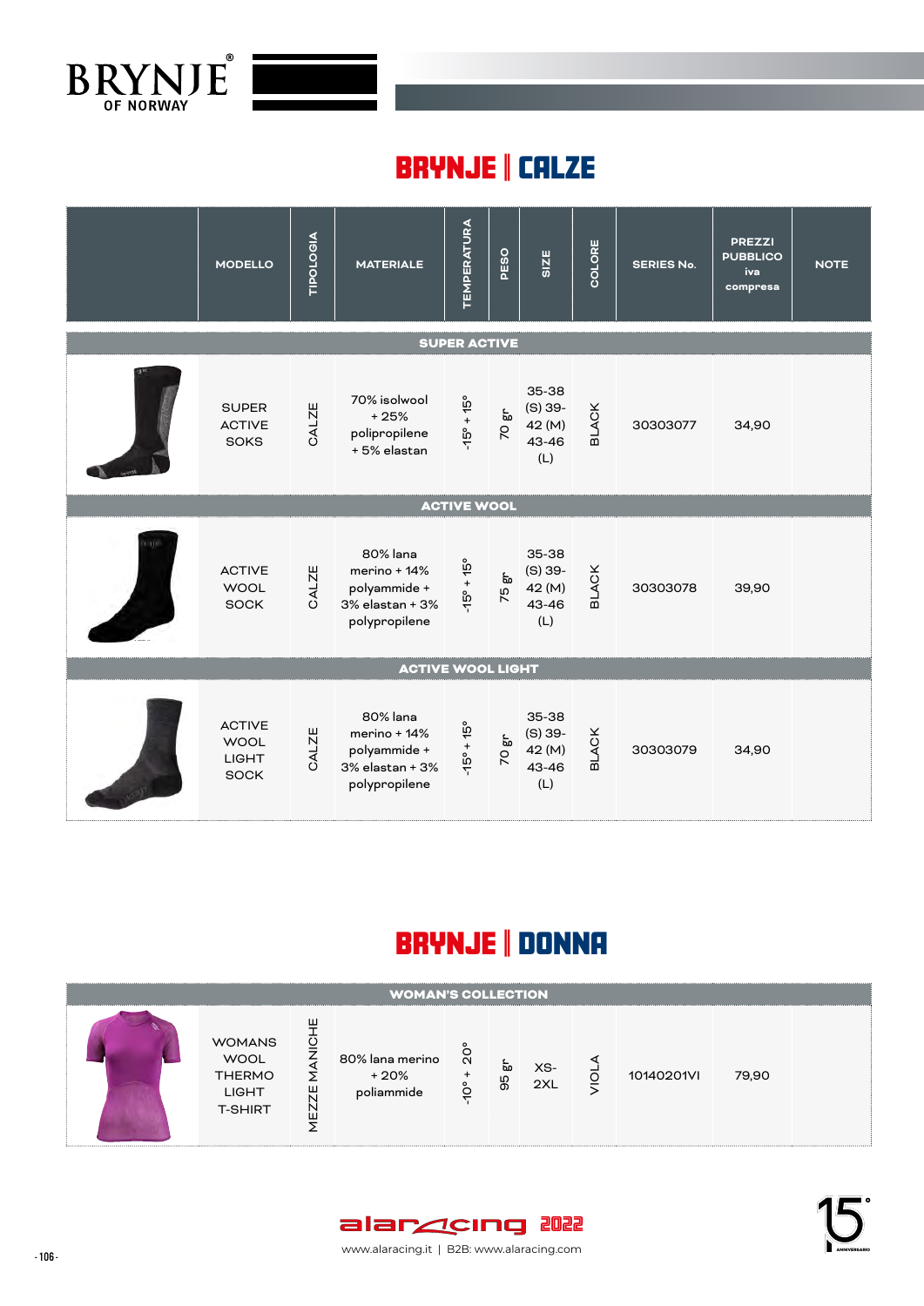BRYNJE OF NORWAY

# BRYNJE | CALZE

| | MODELLO | TIPOLOGIA | MATERIALE | TEMPERATURA | PESO | SIZE | COLORE | SERIES No. | PREZZI PUBBLICO iva compresa | NOTE |
|---|---|---|---|---|---|---|---|---|---|---|
| **SUPER ACTIVE** | | | | | | | | | | |
| | SUPER ACTIVE SOKS | CALZE | 70% isolwool + 25% polipropilene + 5% elastan | -15° + 15° | 70 gr | 35-38 (S) 39-42 (M) 43-46 (L) | BLACK | 30303077 | 34,90 | |
| **ACTIVE WOOL** | | | | | | | | | | |
| | ACTIVE WOOL SOCK | CALZE | 80% lana merino + 14% polyammide + 3% elastan + 3% polypropilene | -15° + 15° | 75 gr | 35-38 (S) 39-42 (M) 43-46 (L) | BLACK | 30303078 | 39,90 | |
| **ACTIVE WOOL LIGHT** | | | | | | | | | | |
| | ACTIVE WOOL LIGHT SOCK | CALZE | 80% lana merino + 14% polyammide + 3% elastan + 3% polypropilene | -15° + 15° | 70 gr | 35-38 (S) 39-42 (M) 43-46 (L) | BLACK | 30303079 | 34,90 | |

# BRYNJE | DONNA

| | MODELLO | TIPOLOGIA | MATERIALE | TEMPERATURA | PESO | SIZE | COLORE | SERIES No. | PREZZI PUBBLICO iva compresa | NOTE |
|---|---|---|---|---|---|---|---|---|---|---|
| **WOMAN'S COLLECTION** | | | | | | | | | | |
| | WOMANS WOOL THERMO LIGHT T-SHIRT | MEZZE MANICHE | 80% lana merino + 20% poliammide | -10° + 20° | 95 gr | XS-2XL | VIOLA | 10140201VI | 79,90 | |

alaracing 2022

www.alaracing.it | B2B: www.alaracing.com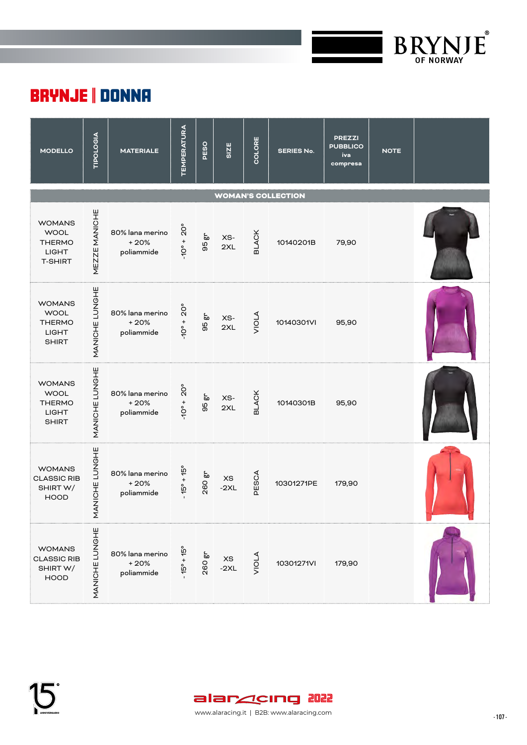# BRYNJE | DONNA

| MODELLO | TIPOLOGIA | MATERIALE | TEMPERATURA | PESO | SIZE | COLORE | SERIES No. | PREZZI PUBBLICO iva compresa | NOTE | |
|---|---|---|---|---|---|---|---|---|---|---|
| **WOMAN'S COLLECTION** | | | | | | | | | | |
| WOMANS WOOL THERMO LIGHT T-SHIRT | MEZZE MANICHE | 80% lana merino + 20% poliammide | -10° + 20° | 95 gr | XS-2XL | BLACK | 10140201B | 79,90 | | |
| WOMANS WOOL THERMO LIGHT SHIRT | MANICHE LUNGHE | 80% lana merino + 20% poliammide | -10° + 20° | 95 gr | XS-2XL | VIOLA | 10140301VI | 95,90 | | |
| WOMANS WOOL THERMO LIGHT SHIRT | MANICHE LUNGHE | 80% lana merino + 20% poliammide | -10° + 20° | 95 gr | XS-2XL | BLACK | 10140301B | 95,90 | | |
| WOMANS CLASSIC RIB SHIRT W/ HOOD | MANICHE LUNGHE | 80% lana merino + 20% poliammide | - 15° + 15° | 260 gr | XS -2XL | PESCA | 10301271PE | 179,90 | | |
| WOMANS CLASSIC RIB SHIRT W/ HOOD | MANICHE LUNGHE | 80% lana merino + 20% poliammide | - 15° + 15° | 260 gr | XS -2XL | VIOLA | 10301271VI | 179,90 | | |

www.alaracing.it | B2B: www.alaracing.com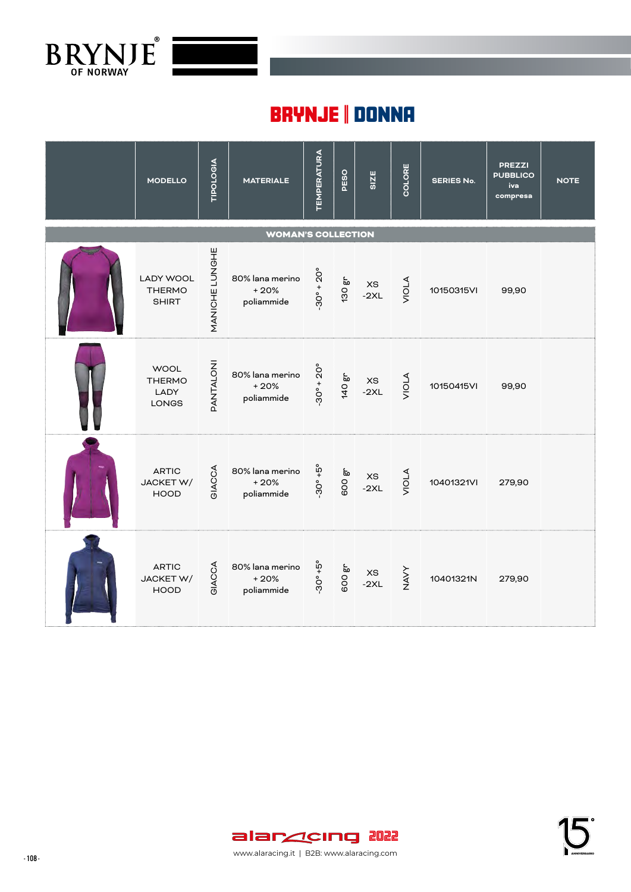# BRYNJE | DONNA

| | MODELLO | TIPOLOGIA | MATERIALE | TEMPERATURA | PESO | SIZE | COLORE | SERIES No. | PREZZI PUBBLICO iva compresa | NOTE |
|---|---|---|---|---|---|---|---|---|---|---|
| | **WOMAN'S COLLECTION** | | | | | | | | | |
| | LADY WOOL THERMO SHIRT | MANICHE LUNGHE | 80% lana merino + 20% poliammide | -30° + 20° | 130 gr | XS -2XL | VIOLA | 10150315VI | 99,90 | |
| | WOOL THERMO LADY LONGS | PANTALONI | 80% lana merino + 20% poliammide | -30° + 20° | 140 gr | XS -2XL | VIOLA | 10150415VI | 99,90 | |
| | ARTIC JACKET W/ HOOD | GIACCA | 80% lana merino + 20% poliammide | -30° +5° | 600 gr | XS -2XL | VIOLA | 10401321VI | 279,90 | |
| | ARTIC JACKET W/ HOOD | GIACCA | 80% lana merino + 20% poliammide | -30° +5° | 600 gr | XS -2XL | NAVY | 10401321N | 279,90 | |

alaracing 2022

www.alaracing.it | B2B: www.alaracing.com